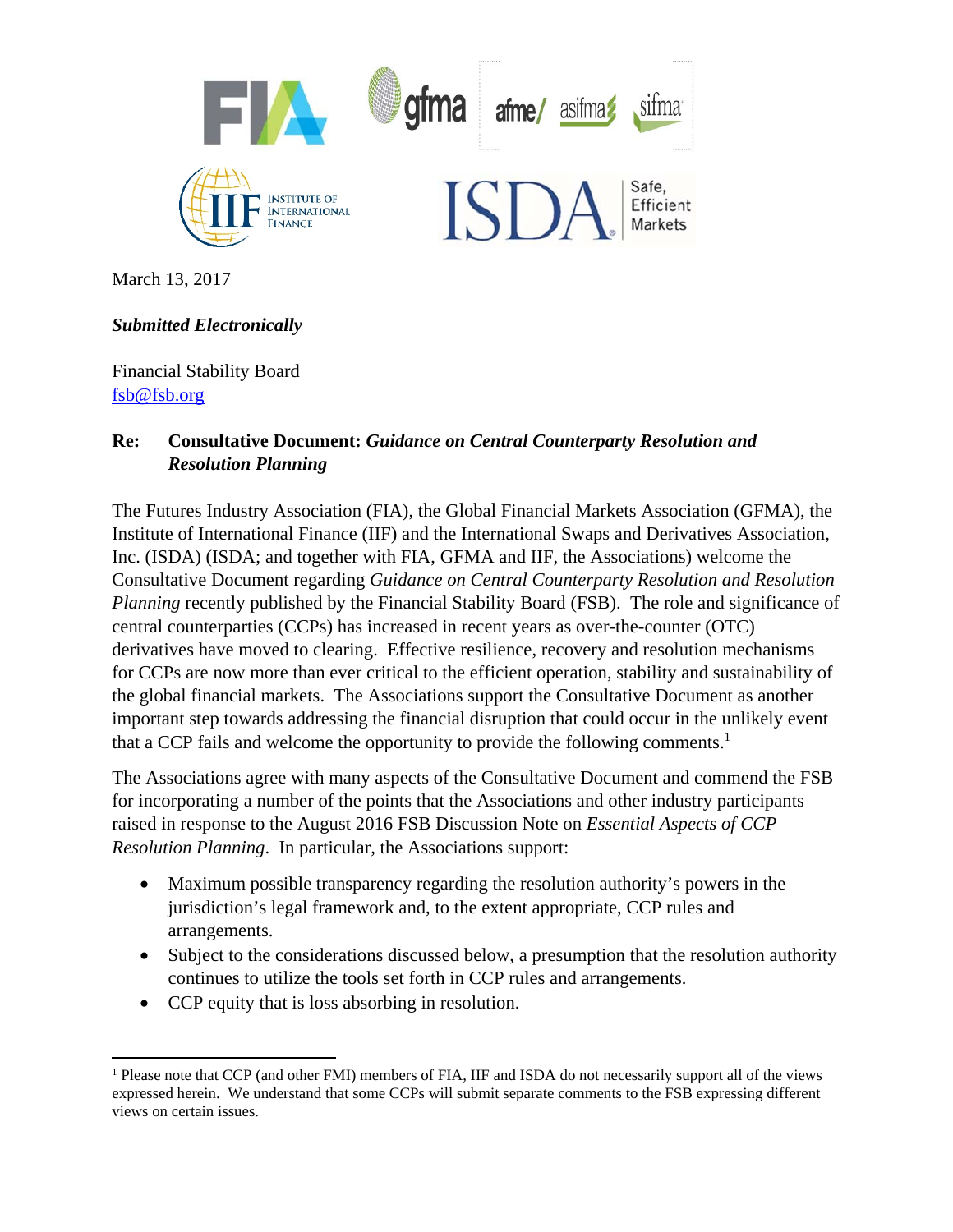March 13, 2017

***Submitted Electronically***

Financial Stability Board
fsb@fsb.org

**Re: Consultative Document: *Guidance on Central Counterparty Resolution and Resolution Planning***

The Futures Industry Association (FIA), the Global Financial Markets Association (GFMA), the Institute of International Finance (IIF) and the International Swaps and Derivatives Association, Inc. (ISDA) (ISDA; and together with FIA, GFMA and IIF, the Associations) welcome the Consultative Document regarding *Guidance on Central Counterparty Resolution and Resolution Planning* recently published by the Financial Stability Board (FSB). The role and significance of central counterparties (CCPs) has increased in recent years as over-the-counter (OTC) derivatives have moved to clearing. Effective resilience, recovery and resolution mechanisms for CCPs are now more than ever critical to the efficient operation, stability and sustainability of the global financial markets. The Associations support the Consultative Document as another important step towards addressing the financial disruption that could occur in the unlikely event that a CCP fails and welcome the opportunity to provide the following comments.[1]

The Associations agree with many aspects of the Consultative Document and commend the FSB for incorporating a number of the points that the Associations and other industry participants raised in response to the August 2016 FSB Discussion Note on *Essential Aspects of CCP Resolution Planning*. In particular, the Associations support:

- Maximum possible transparency regarding the resolution authority's powers in the jurisdiction's legal framework and, to the extent appropriate, CCP rules and arrangements.
- Subject to the considerations discussed below, a presumption that the resolution authority continues to utilize the tools set forth in CCP rules and arrangements.
- CCP equity that is loss absorbing in resolution.

[1] Please note that CCP (and other FMI) members of FIA, IIF and ISDA do not necessarily support all of the views expressed herein. We understand that some CCPs will submit separate comments to the FSB expressing different views on certain issues.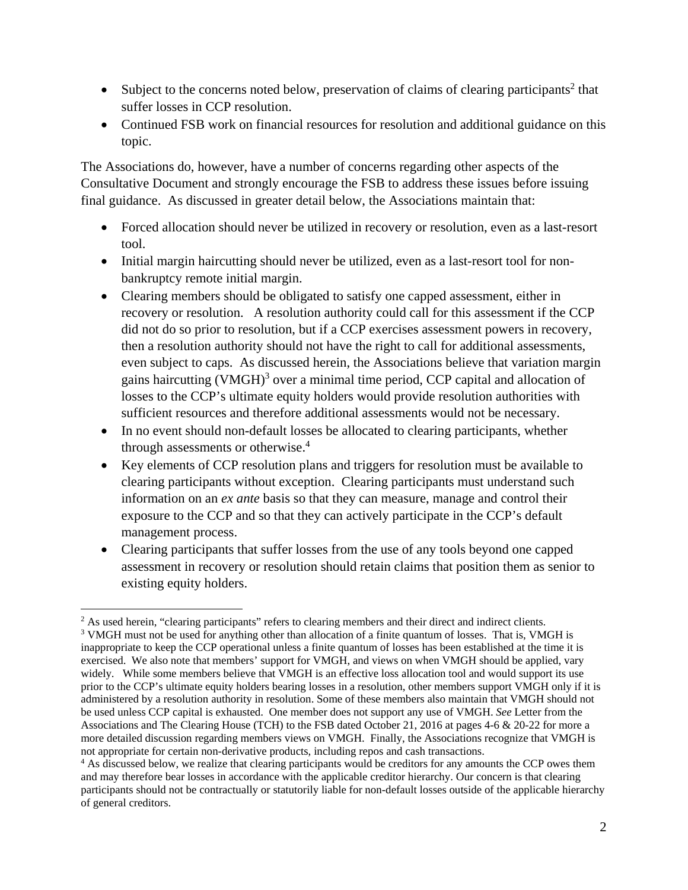- Subject to the concerns noted below, preservation of claims of clearing participants[2] that suffer losses in CCP resolution.
- Continued FSB work on financial resources for resolution and additional guidance on this topic.

The Associations do, however, have a number of concerns regarding other aspects of the Consultative Document and strongly encourage the FSB to address these issues before issuing final guidance. As discussed in greater detail below, the Associations maintain that:

- Forced allocation should never be utilized in recovery or resolution, even as a last-resort tool.
- Initial margin haircutting should never be utilized, even as a last-resort tool for non-bankruptcy remote initial margin.
- Clearing members should be obligated to satisfy one capped assessment, either in recovery or resolution. A resolution authority could call for this assessment if the CCP did not do so prior to resolution, but if a CCP exercises assessment powers in recovery, then a resolution authority should not have the right to call for additional assessments, even subject to caps. As discussed herein, the Associations believe that variation margin gains haircutting (VMGH)[3] over a minimal time period, CCP capital and allocation of losses to the CCP's ultimate equity holders would provide resolution authorities with sufficient resources and therefore additional assessments would not be necessary.
- In no event should non-default losses be allocated to clearing participants, whether through assessments or otherwise.[4]
- Key elements of CCP resolution plans and triggers for resolution must be available to clearing participants without exception. Clearing participants must understand such information on an *ex ante* basis so that they can measure, manage and control their exposure to the CCP and so that they can actively participate in the CCP's default management process.
- Clearing participants that suffer losses from the use of any tools beyond one capped assessment in recovery or resolution should retain claims that position them as senior to existing equity holders.

---

[2] As used herein, "clearing participants" refers to clearing members and their direct and indirect clients.

[3] VMGH must not be used for anything other than allocation of a finite quantum of losses. That is, VMGH is inappropriate to keep the CCP operational unless a finite quantum of losses has been established at the time it is exercised. We also note that members' support for VMGH, and views on when VMGH should be applied, vary widely. While some members believe that VMGH is an effective loss allocation tool and would support its use prior to the CCP's ultimate equity holders bearing losses in a resolution, other members support VMGH only if it is administered by a resolution authority in resolution. Some of these members also maintain that VMGH should not be used unless CCP capital is exhausted. One member does not support any use of VMGH. *See* Letter from the Associations and The Clearing House (TCH) to the FSB dated October 21, 2016 at pages 4-6 & 20-22 for more a more detailed discussion regarding members views on VMGH. Finally, the Associations recognize that VMGH is not appropriate for certain non-derivative products, including repos and cash transactions.

[4] As discussed below, we realize that clearing participants would be creditors for any amounts the CCP owes them and may therefore bear losses in accordance with the applicable creditor hierarchy. Our concern is that clearing participants should not be contractually or statutorily liable for non-default losses outside of the applicable hierarchy of general creditors.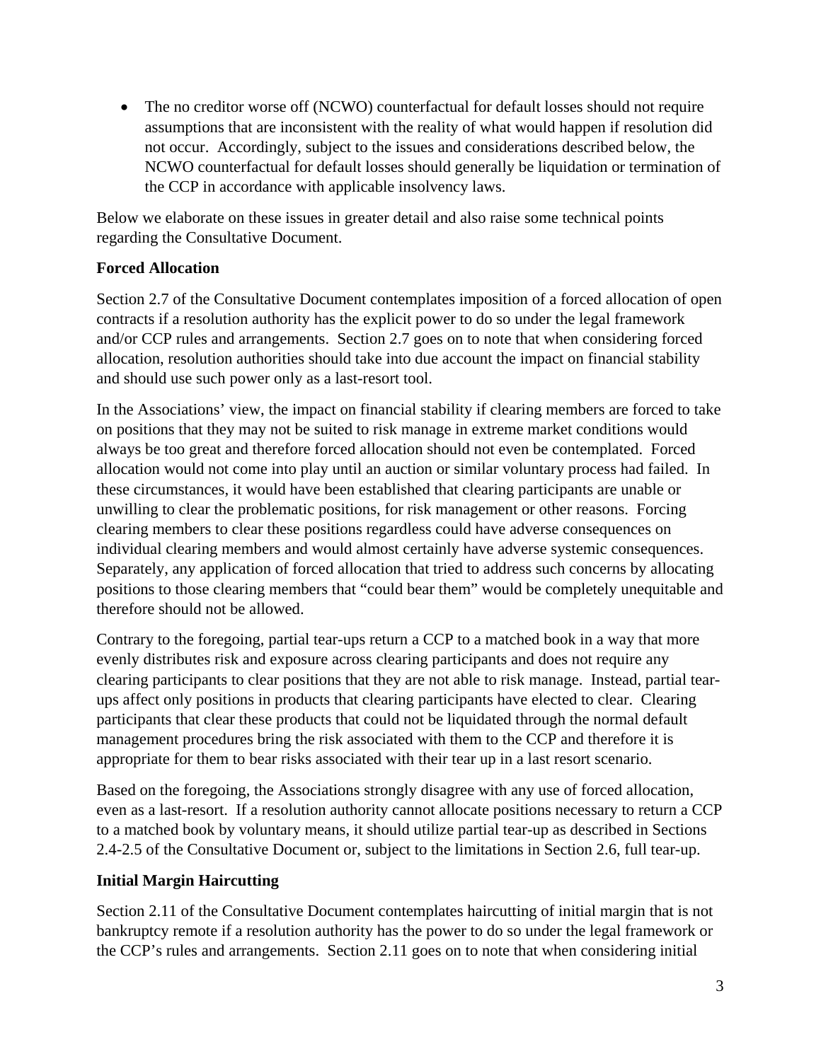- The no creditor worse off (NCWO) counterfactual for default losses should not require assumptions that are inconsistent with the reality of what would happen if resolution did not occur. Accordingly, subject to the issues and considerations described below, the NCWO counterfactual for default losses should generally be liquidation or termination of the CCP in accordance with applicable insolvency laws.

Below we elaborate on these issues in greater detail and also raise some technical points regarding the Consultative Document.

**Forced Allocation**

Section 2.7 of the Consultative Document contemplates imposition of a forced allocation of open contracts if a resolution authority has the explicit power to do so under the legal framework and/or CCP rules and arrangements. Section 2.7 goes on to note that when considering forced allocation, resolution authorities should take into due account the impact on financial stability and should use such power only as a last-resort tool.

In the Associations' view, the impact on financial stability if clearing members are forced to take on positions that they may not be suited to risk manage in extreme market conditions would always be too great and therefore forced allocation should not even be contemplated. Forced allocation would not come into play until an auction or similar voluntary process had failed. In these circumstances, it would have been established that clearing participants are unable or unwilling to clear the problematic positions, for risk management or other reasons. Forcing clearing members to clear these positions regardless could have adverse consequences on individual clearing members and would almost certainly have adverse systemic consequences. Separately, any application of forced allocation that tried to address such concerns by allocating positions to those clearing members that "could bear them" would be completely unequitable and therefore should not be allowed.

Contrary to the foregoing, partial tear-ups return a CCP to a matched book in a way that more evenly distributes risk and exposure across clearing participants and does not require any clearing participants to clear positions that they are not able to risk manage. Instead, partial tear-ups affect only positions in products that clearing participants have elected to clear. Clearing participants that clear these products that could not be liquidated through the normal default management procedures bring the risk associated with them to the CCP and therefore it is appropriate for them to bear risks associated with their tear up in a last resort scenario.

Based on the foregoing, the Associations strongly disagree with any use of forced allocation, even as a last-resort. If a resolution authority cannot allocate positions necessary to return a CCP to a matched book by voluntary means, it should utilize partial tear-up as described in Sections 2.4-2.5 of the Consultative Document or, subject to the limitations in Section 2.6, full tear-up.

**Initial Margin Haircutting**

Section 2.11 of the Consultative Document contemplates haircutting of initial margin that is not bankruptcy remote if a resolution authority has the power to do so under the legal framework or the CCP's rules and arrangements. Section 2.11 goes on to note that when considering initial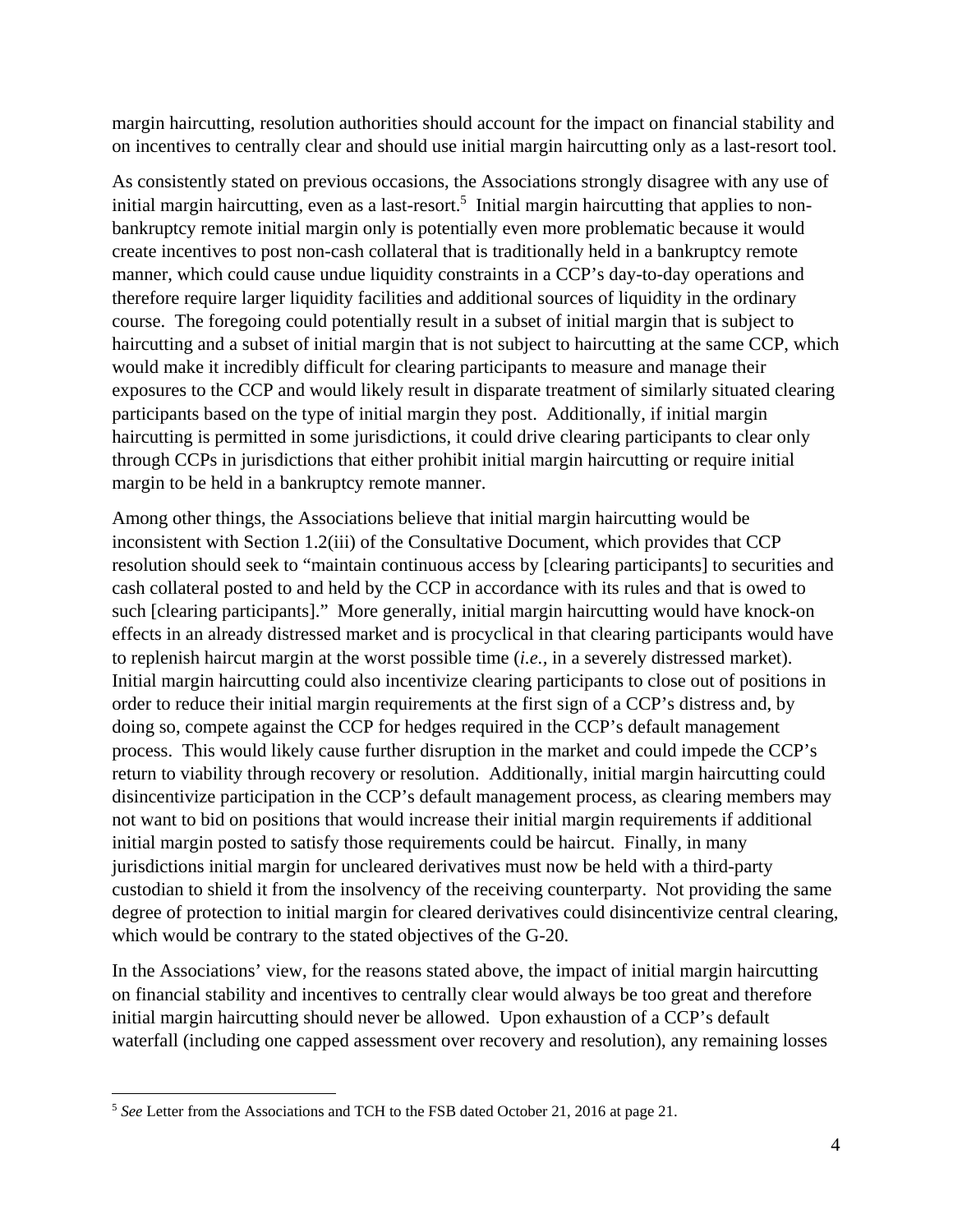margin haircutting, resolution authorities should account for the impact on financial stability and on incentives to centrally clear and should use initial margin haircutting only as a last-resort tool.

As consistently stated on previous occasions, the Associations strongly disagree with any use of initial margin haircutting, even as a last-resort.[5] Initial margin haircutting that applies to non-bankruptcy remote initial margin only is potentially even more problematic because it would create incentives to post non-cash collateral that is traditionally held in a bankruptcy remote manner, which could cause undue liquidity constraints in a CCP's day-to-day operations and therefore require larger liquidity facilities and additional sources of liquidity in the ordinary course. The foregoing could potentially result in a subset of initial margin that is subject to haircutting and a subset of initial margin that is not subject to haircutting at the same CCP, which would make it incredibly difficult for clearing participants to measure and manage their exposures to the CCP and would likely result in disparate treatment of similarly situated clearing participants based on the type of initial margin they post. Additionally, if initial margin haircutting is permitted in some jurisdictions, it could drive clearing participants to clear only through CCPs in jurisdictions that either prohibit initial margin haircutting or require initial margin to be held in a bankruptcy remote manner.

Among other things, the Associations believe that initial margin haircutting would be inconsistent with Section 1.2(iii) of the Consultative Document, which provides that CCP resolution should seek to "maintain continuous access by [clearing participants] to securities and cash collateral posted to and held by the CCP in accordance with its rules and that is owed to such [clearing participants]." More generally, initial margin haircutting would have knock-on effects in an already distressed market and is procyclical in that clearing participants would have to replenish haircut margin at the worst possible time (*i.e.*, in a severely distressed market). Initial margin haircutting could also incentivize clearing participants to close out of positions in order to reduce their initial margin requirements at the first sign of a CCP's distress and, by doing so, compete against the CCP for hedges required in the CCP's default management process. This would likely cause further disruption in the market and could impede the CCP's return to viability through recovery or resolution. Additionally, initial margin haircutting could disincentivize participation in the CCP's default management process, as clearing members may not want to bid on positions that would increase their initial margin requirements if additional initial margin posted to satisfy those requirements could be haircut. Finally, in many jurisdictions initial margin for uncleared derivatives must now be held with a third-party custodian to shield it from the insolvency of the receiving counterparty. Not providing the same degree of protection to initial margin for cleared derivatives could disincentivize central clearing, which would be contrary to the stated objectives of the G-20.

In the Associations' view, for the reasons stated above, the impact of initial margin haircutting on financial stability and incentives to centrally clear would always be too great and therefore initial margin haircutting should never be allowed. Upon exhaustion of a CCP's default waterfall (including one capped assessment over recovery and resolution), any remaining losses

[5] *See* Letter from the Associations and TCH to the FSB dated October 21, 2016 at page 21.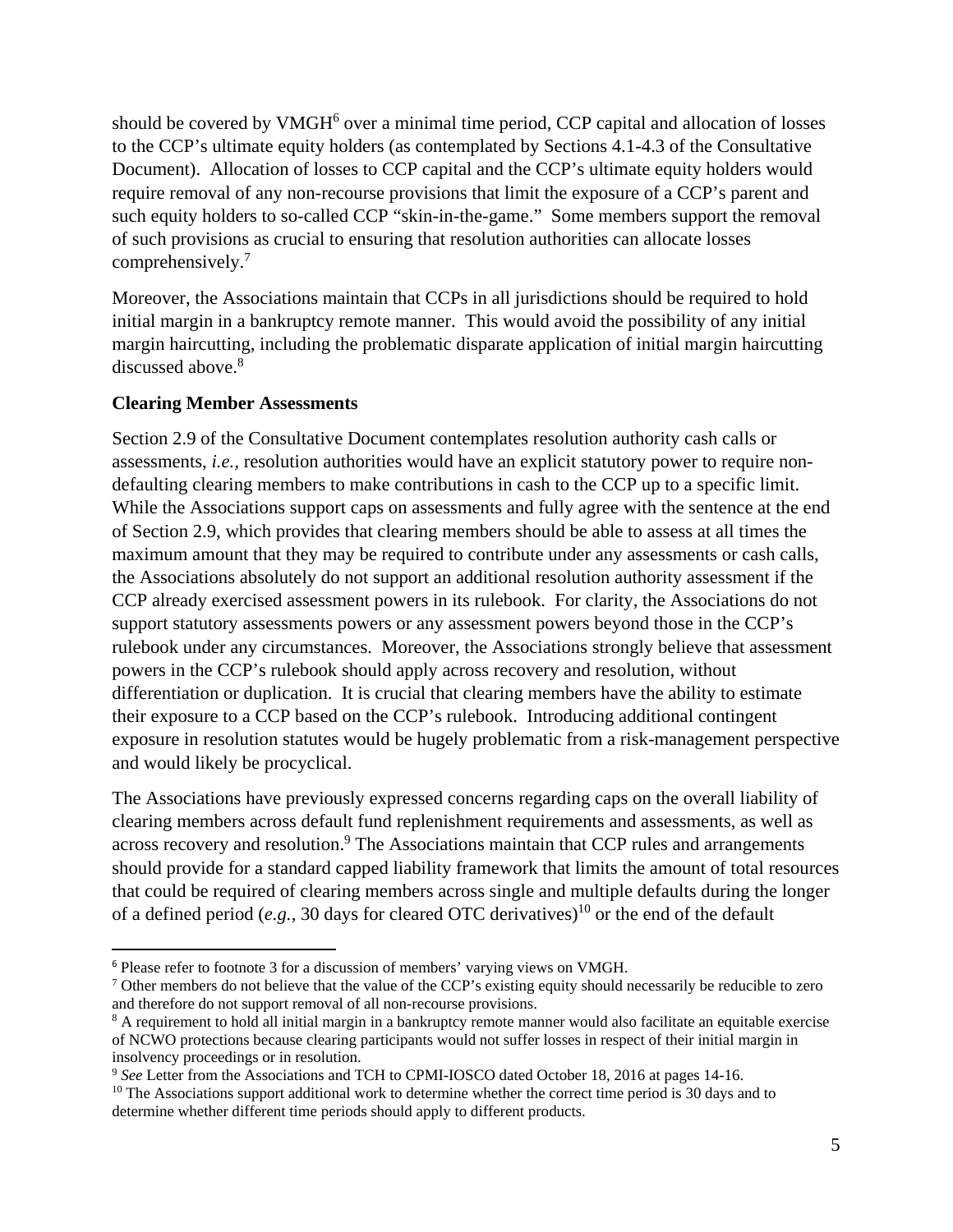should be covered by VMGH[6] over a minimal time period, CCP capital and allocation of losses to the CCP's ultimate equity holders (as contemplated by Sections 4.1-4.3 of the Consultative Document). Allocation of losses to CCP capital and the CCP's ultimate equity holders would require removal of any non-recourse provisions that limit the exposure of a CCP's parent and such equity holders to so-called CCP "skin-in-the-game." Some members support the removal of such provisions as crucial to ensuring that resolution authorities can allocate losses comprehensively.[7]

Moreover, the Associations maintain that CCPs in all jurisdictions should be required to hold initial margin in a bankruptcy remote manner. This would avoid the possibility of any initial margin haircutting, including the problematic disparate application of initial margin haircutting discussed above.[8]

**Clearing Member Assessments**

Section 2.9 of the Consultative Document contemplates resolution authority cash calls or assessments, *i.e.*, resolution authorities would have an explicit statutory power to require non-defaulting clearing members to make contributions in cash to the CCP up to a specific limit. While the Associations support caps on assessments and fully agree with the sentence at the end of Section 2.9, which provides that clearing members should be able to assess at all times the maximum amount that they may be required to contribute under any assessments or cash calls, the Associations absolutely do not support an additional resolution authority assessment if the CCP already exercised assessment powers in its rulebook. For clarity, the Associations do not support statutory assessments powers or any assessment powers beyond those in the CCP's rulebook under any circumstances. Moreover, the Associations strongly believe that assessment powers in the CCP's rulebook should apply across recovery and resolution, without differentiation or duplication. It is crucial that clearing members have the ability to estimate their exposure to a CCP based on the CCP's rulebook. Introducing additional contingent exposure in resolution statutes would be hugely problematic from a risk-management perspective and would likely be procyclical.

The Associations have previously expressed concerns regarding caps on the overall liability of clearing members across default fund replenishment requirements and assessments, as well as across recovery and resolution.[9] The Associations maintain that CCP rules and arrangements should provide for a standard capped liability framework that limits the amount of total resources that could be required of clearing members across single and multiple defaults during the longer of a defined period (*e.g.*, 30 days for cleared OTC derivatives)[10] or the end of the default

---

[6] Please refer to footnote 3 for a discussion of members' varying views on VMGH.

[7] Other members do not believe that the value of the CCP's existing equity should necessarily be reducible to zero and therefore do not support removal of all non-recourse provisions.

[8] A requirement to hold all initial margin in a bankruptcy remote manner would also facilitate an equitable exercise of NCWO protections because clearing participants would not suffer losses in respect of their initial margin in insolvency proceedings or in resolution.

[9] *See* Letter from the Associations and TCH to CPMI-IOSCO dated October 18, 2016 at pages 14-16.

[10] The Associations support additional work to determine whether the correct time period is 30 days and to determine whether different time periods should apply to different products.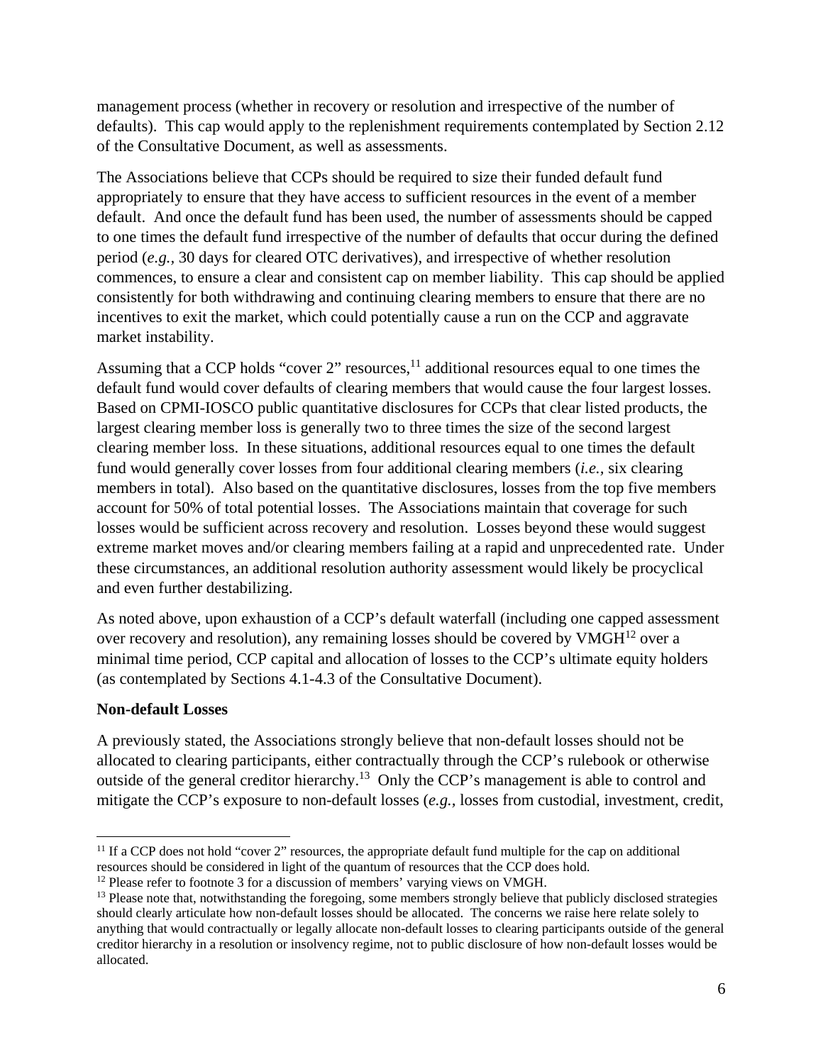management process (whether in recovery or resolution and irrespective of the number of defaults). This cap would apply to the replenishment requirements contemplated by Section 2.12 of the Consultative Document, as well as assessments.

The Associations believe that CCPs should be required to size their funded default fund appropriately to ensure that they have access to sufficient resources in the event of a member default. And once the default fund has been used, the number of assessments should be capped to one times the default fund irrespective of the number of defaults that occur during the defined period (*e.g.,* 30 days for cleared OTC derivatives), and irrespective of whether resolution commences, to ensure a clear and consistent cap on member liability. This cap should be applied consistently for both withdrawing and continuing clearing members to ensure that there are no incentives to exit the market, which could potentially cause a run on the CCP and aggravate market instability.

Assuming that a CCP holds "cover 2" resources,[11] additional resources equal to one times the default fund would cover defaults of clearing members that would cause the four largest losses. Based on CPMI-IOSCO public quantitative disclosures for CCPs that clear listed products, the largest clearing member loss is generally two to three times the size of the second largest clearing member loss. In these situations, additional resources equal to one times the default fund would generally cover losses from four additional clearing members (*i.e.,* six clearing members in total). Also based on the quantitative disclosures, losses from the top five members account for 50% of total potential losses. The Associations maintain that coverage for such losses would be sufficient across recovery and resolution. Losses beyond these would suggest extreme market moves and/or clearing members failing at a rapid and unprecedented rate. Under these circumstances, an additional resolution authority assessment would likely be procyclical and even further destabilizing.

As noted above, upon exhaustion of a CCP's default waterfall (including one capped assessment over recovery and resolution), any remaining losses should be covered by VMGH[12] over a minimal time period, CCP capital and allocation of losses to the CCP's ultimate equity holders (as contemplated by Sections 4.1-4.3 of the Consultative Document).

**Non-default Losses**

A previously stated, the Associations strongly believe that non-default losses should not be allocated to clearing participants, either contractually through the CCP's rulebook or otherwise outside of the general creditor hierarchy.[13] Only the CCP's management is able to control and mitigate the CCP's exposure to non-default losses (*e.g.*, losses from custodial, investment, credit,

[11] If a CCP does not hold "cover 2" resources, the appropriate default fund multiple for the cap on additional resources should be considered in light of the quantum of resources that the CCP does hold.

[12] Please refer to footnote 3 for a discussion of members' varying views on VMGH.

[13] Please note that, notwithstanding the foregoing, some members strongly believe that publicly disclosed strategies should clearly articulate how non-default losses should be allocated. The concerns we raise here relate solely to anything that would contractually or legally allocate non-default losses to clearing participants outside of the general creditor hierarchy in a resolution or insolvency regime, not to public disclosure of how non-default losses would be allocated.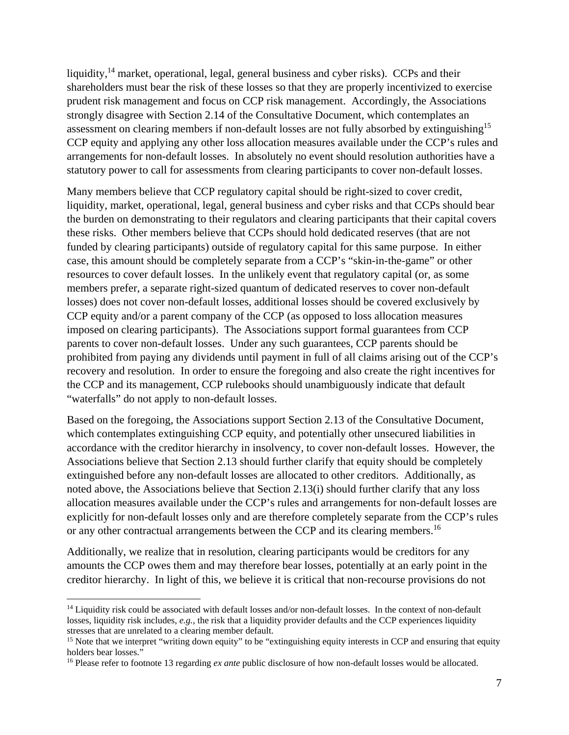liquidity,[14] market, operational, legal, general business and cyber risks). CCPs and their shareholders must bear the risk of these losses so that they are properly incentivized to exercise prudent risk management and focus on CCP risk management. Accordingly, the Associations strongly disagree with Section 2.14 of the Consultative Document, which contemplates an assessment on clearing members if non-default losses are not fully absorbed by extinguishing[15] CCP equity and applying any other loss allocation measures available under the CCP's rules and arrangements for non-default losses. In absolutely no event should resolution authorities have a statutory power to call for assessments from clearing participants to cover non-default losses.

Many members believe that CCP regulatory capital should be right-sized to cover credit, liquidity, market, operational, legal, general business and cyber risks and that CCPs should bear the burden on demonstrating to their regulators and clearing participants that their capital covers these risks. Other members believe that CCPs should hold dedicated reserves (that are not funded by clearing participants) outside of regulatory capital for this same purpose. In either case, this amount should be completely separate from a CCP's "skin-in-the-game" or other resources to cover default losses. In the unlikely event that regulatory capital (or, as some members prefer, a separate right-sized quantum of dedicated reserves to cover non-default losses) does not cover non-default losses, additional losses should be covered exclusively by CCP equity and/or a parent company of the CCP (as opposed to loss allocation measures imposed on clearing participants). The Associations support formal guarantees from CCP parents to cover non-default losses. Under any such guarantees, CCP parents should be prohibited from paying any dividends until payment in full of all claims arising out of the CCP's recovery and resolution. In order to ensure the foregoing and also create the right incentives for the CCP and its management, CCP rulebooks should unambiguously indicate that default "waterfalls" do not apply to non-default losses.

Based on the foregoing, the Associations support Section 2.13 of the Consultative Document, which contemplates extinguishing CCP equity, and potentially other unsecured liabilities in accordance with the creditor hierarchy in insolvency, to cover non-default losses. However, the Associations believe that Section 2.13 should further clarify that equity should be completely extinguished before any non-default losses are allocated to other creditors. Additionally, as noted above, the Associations believe that Section 2.13(i) should further clarify that any loss allocation measures available under the CCP's rules and arrangements for non-default losses are explicitly for non-default losses only and are therefore completely separate from the CCP's rules or any other contractual arrangements between the CCP and its clearing members.[16]

Additionally, we realize that in resolution, clearing participants would be creditors for any amounts the CCP owes them and may therefore bear losses, potentially at an early point in the creditor hierarchy. In light of this, we believe it is critical that non-recourse provisions do not

---

[14] Liquidity risk could be associated with default losses and/or non-default losses. In the context of non-default losses, liquidity risk includes, *e.g.*, the risk that a liquidity provider defaults and the CCP experiences liquidity stresses that are unrelated to a clearing member default.

[15] Note that we interpret "writing down equity" to be "extinguishing equity interests in CCP and ensuring that equity holders bear losses."

[16] Please refer to footnote 13 regarding *ex ante* public disclosure of how non-default losses would be allocated.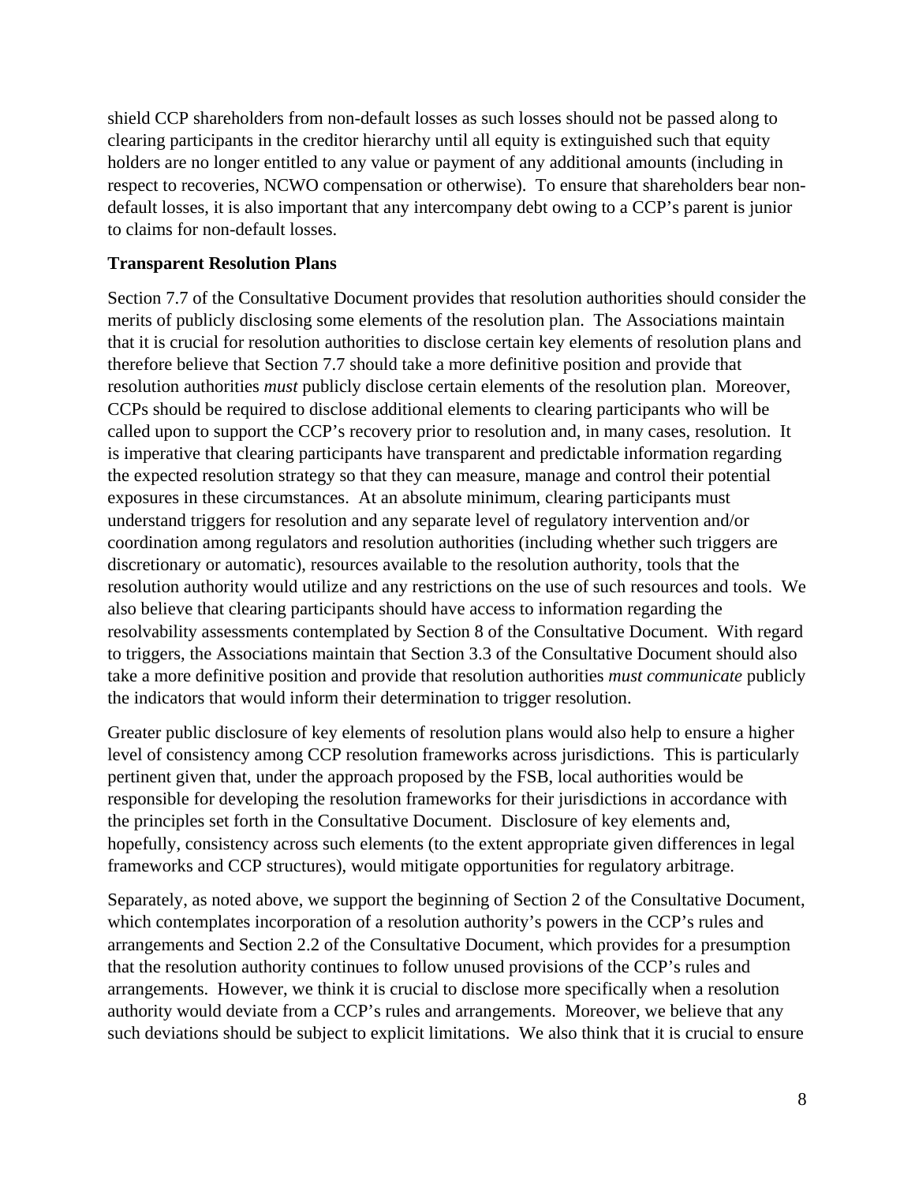shield CCP shareholders from non-default losses as such losses should not be passed along to clearing participants in the creditor hierarchy until all equity is extinguished such that equity holders are no longer entitled to any value or payment of any additional amounts (including in respect to recoveries, NCWO compensation or otherwise). To ensure that shareholders bear non-default losses, it is also important that any intercompany debt owing to a CCP's parent is junior to claims for non-default losses.

**Transparent Resolution Plans**

Section 7.7 of the Consultative Document provides that resolution authorities should consider the merits of publicly disclosing some elements of the resolution plan. The Associations maintain that it is crucial for resolution authorities to disclose certain key elements of resolution plans and therefore believe that Section 7.7 should take a more definitive position and provide that resolution authorities *must* publicly disclose certain elements of the resolution plan. Moreover, CCPs should be required to disclose additional elements to clearing participants who will be called upon to support the CCP's recovery prior to resolution and, in many cases, resolution. It is imperative that clearing participants have transparent and predictable information regarding the expected resolution strategy so that they can measure, manage and control their potential exposures in these circumstances. At an absolute minimum, clearing participants must understand triggers for resolution and any separate level of regulatory intervention and/or coordination among regulators and resolution authorities (including whether such triggers are discretionary or automatic), resources available to the resolution authority, tools that the resolution authority would utilize and any restrictions on the use of such resources and tools. We also believe that clearing participants should have access to information regarding the resolvability assessments contemplated by Section 8 of the Consultative Document. With regard to triggers, the Associations maintain that Section 3.3 of the Consultative Document should also take a more definitive position and provide that resolution authorities *must communicate* publicly the indicators that would inform their determination to trigger resolution.

Greater public disclosure of key elements of resolution plans would also help to ensure a higher level of consistency among CCP resolution frameworks across jurisdictions. This is particularly pertinent given that, under the approach proposed by the FSB, local authorities would be responsible for developing the resolution frameworks for their jurisdictions in accordance with the principles set forth in the Consultative Document. Disclosure of key elements and, hopefully, consistency across such elements (to the extent appropriate given differences in legal frameworks and CCP structures), would mitigate opportunities for regulatory arbitrage.

Separately, as noted above, we support the beginning of Section 2 of the Consultative Document, which contemplates incorporation of a resolution authority's powers in the CCP's rules and arrangements and Section 2.2 of the Consultative Document, which provides for a presumption that the resolution authority continues to follow unused provisions of the CCP's rules and arrangements. However, we think it is crucial to disclose more specifically when a resolution authority would deviate from a CCP's rules and arrangements. Moreover, we believe that any such deviations should be subject to explicit limitations. We also think that it is crucial to ensure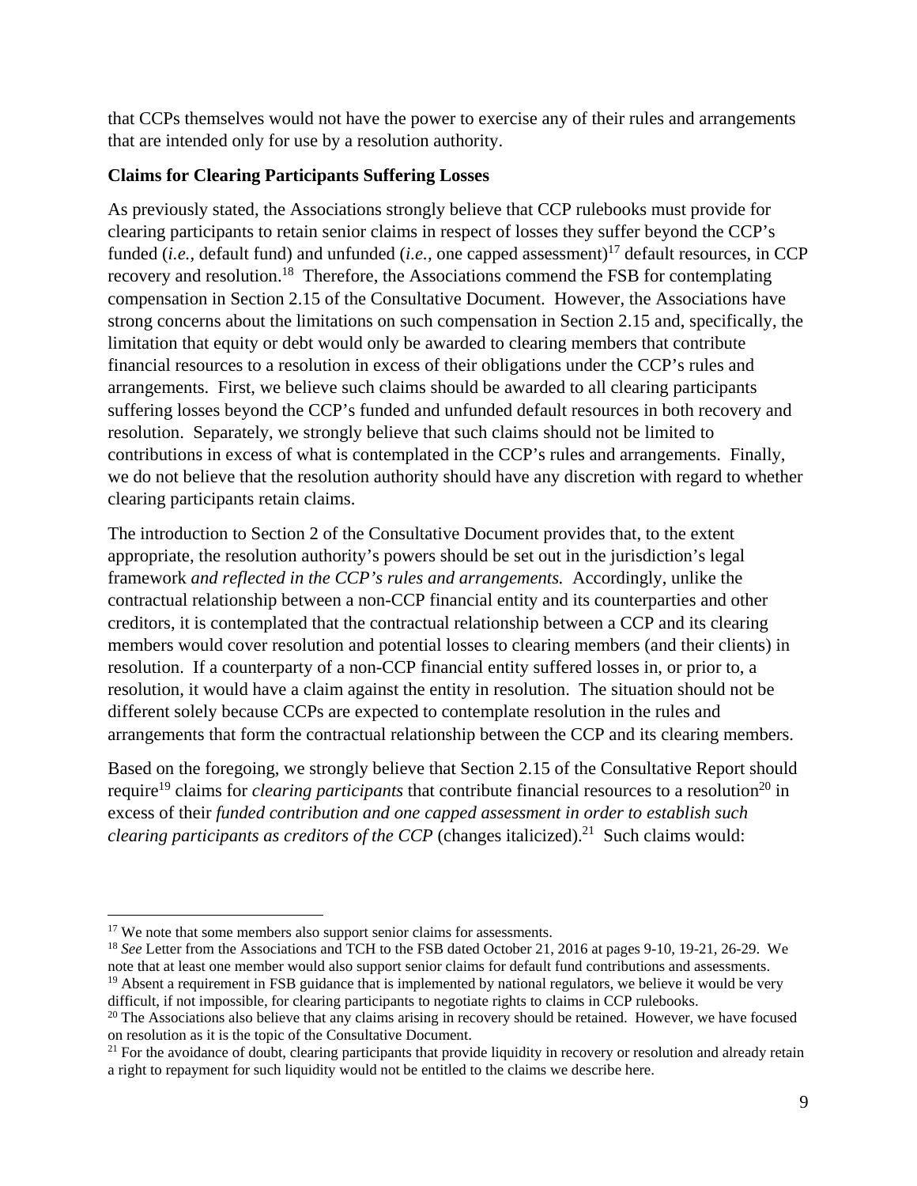that CCPs themselves would not have the power to exercise any of their rules and arrangements that are intended only for use by a resolution authority.

**Claims for Clearing Participants Suffering Losses**

As previously stated, the Associations strongly believe that CCP rulebooks must provide for clearing participants to retain senior claims in respect of losses they suffer beyond the CCP's funded (*i.e.*, default fund) and unfunded (*i.e.*, one capped assessment)[17] default resources, in CCP recovery and resolution.[18] Therefore, the Associations commend the FSB for contemplating compensation in Section 2.15 of the Consultative Document. However, the Associations have strong concerns about the limitations on such compensation in Section 2.15 and, specifically, the limitation that equity or debt would only be awarded to clearing members that contribute financial resources to a resolution in excess of their obligations under the CCP's rules and arrangements. First, we believe such claims should be awarded to all clearing participants suffering losses beyond the CCP's funded and unfunded default resources in both recovery and resolution. Separately, we strongly believe that such claims should not be limited to contributions in excess of what is contemplated in the CCP's rules and arrangements. Finally, we do not believe that the resolution authority should have any discretion with regard to whether clearing participants retain claims.

The introduction to Section 2 of the Consultative Document provides that, to the extent appropriate, the resolution authority's powers should be set out in the jurisdiction's legal framework *and reflected in the CCP's rules and arrangements.* Accordingly, unlike the contractual relationship between a non-CCP financial entity and its counterparties and other creditors, it is contemplated that the contractual relationship between a CCP and its clearing members would cover resolution and potential losses to clearing members (and their clients) in resolution. If a counterparty of a non-CCP financial entity suffered losses in, or prior to, a resolution, it would have a claim against the entity in resolution. The situation should not be different solely because CCPs are expected to contemplate resolution in the rules and arrangements that form the contractual relationship between the CCP and its clearing members.

Based on the foregoing, we strongly believe that Section 2.15 of the Consultative Report should require[19] claims for *clearing participants* that contribute financial resources to a resolution[20] in excess of their *funded contribution and one capped assessment in order to establish such clearing participants as creditors of the CCP* (changes italicized).[21] Such claims would:

---

[17] We note that some members also support senior claims for assessments.

[18] *See* Letter from the Associations and TCH to the FSB dated October 21, 2016 at pages 9-10, 19-21, 26-29. We note that at least one member would also support senior claims for default fund contributions and assessments.

[19] Absent a requirement in FSB guidance that is implemented by national regulators, we believe it would be very difficult, if not impossible, for clearing participants to negotiate rights to claims in CCP rulebooks.

[20] The Associations also believe that any claims arising in recovery should be retained. However, we have focused on resolution as it is the topic of the Consultative Document.

[21] For the avoidance of doubt, clearing participants that provide liquidity in recovery or resolution and already retain a right to repayment for such liquidity would not be entitled to the claims we describe here.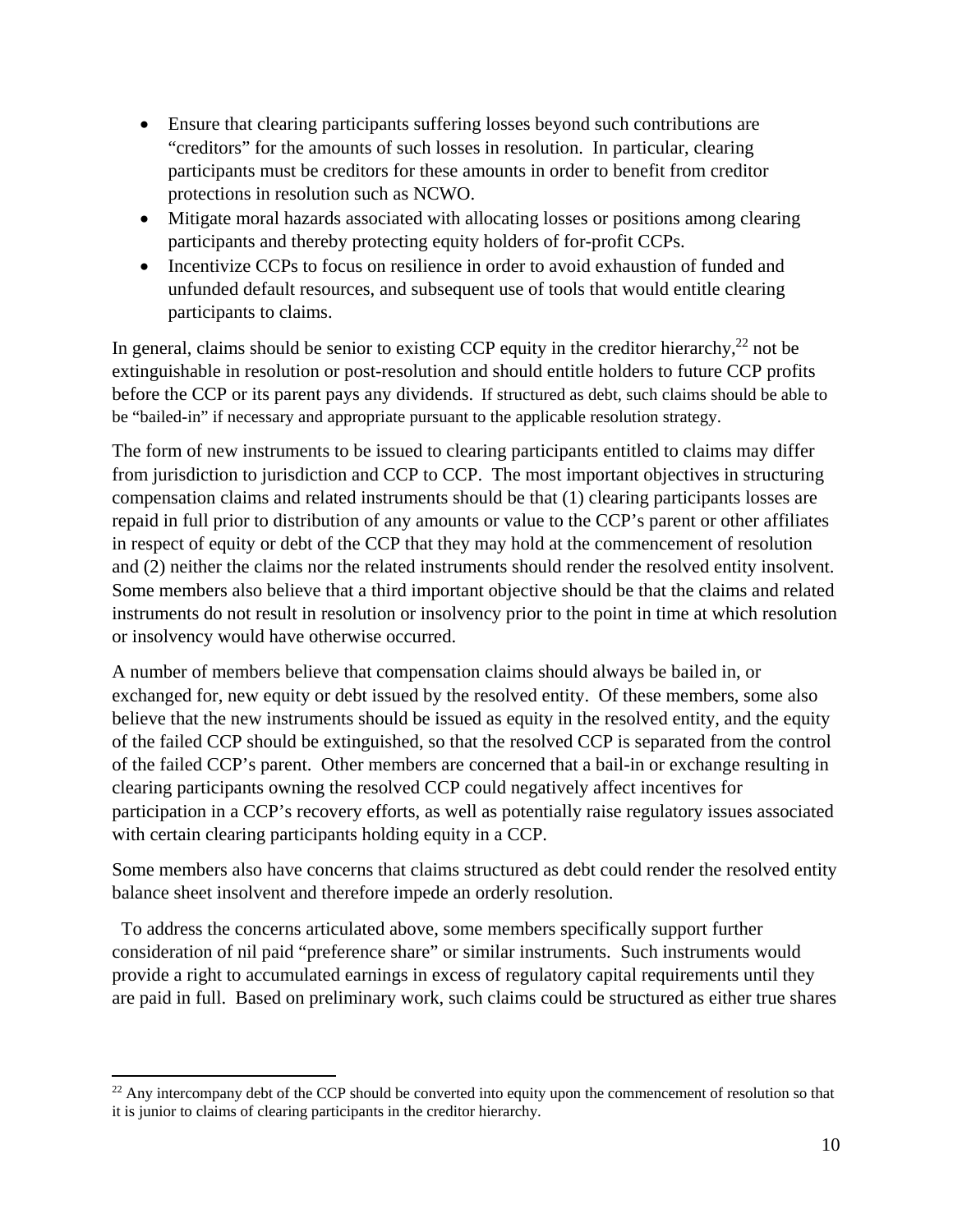- Ensure that clearing participants suffering losses beyond such contributions are "creditors" for the amounts of such losses in resolution. In particular, clearing participants must be creditors for these amounts in order to benefit from creditor protections in resolution such as NCWO.
- Mitigate moral hazards associated with allocating losses or positions among clearing participants and thereby protecting equity holders of for-profit CCPs.
- Incentivize CCPs to focus on resilience in order to avoid exhaustion of funded and unfunded default resources, and subsequent use of tools that would entitle clearing participants to claims.

In general, claims should be senior to existing CCP equity in the creditor hierarchy,[22] not be extinguishable in resolution or post-resolution and should entitle holders to future CCP profits before the CCP or its parent pays any dividends. If structured as debt, such claims should be able to be "bailed-in" if necessary and appropriate pursuant to the applicable resolution strategy.

The form of new instruments to be issued to clearing participants entitled to claims may differ from jurisdiction to jurisdiction and CCP to CCP. The most important objectives in structuring compensation claims and related instruments should be that (1) clearing participants losses are repaid in full prior to distribution of any amounts or value to the CCP's parent or other affiliates in respect of equity or debt of the CCP that they may hold at the commencement of resolution and (2) neither the claims nor the related instruments should render the resolved entity insolvent. Some members also believe that a third important objective should be that the claims and related instruments do not result in resolution or insolvency prior to the point in time at which resolution or insolvency would have otherwise occurred.

A number of members believe that compensation claims should always be bailed in, or exchanged for, new equity or debt issued by the resolved entity. Of these members, some also believe that the new instruments should be issued as equity in the resolved entity, and the equity of the failed CCP should be extinguished, so that the resolved CCP is separated from the control of the failed CCP's parent. Other members are concerned that a bail-in or exchange resulting in clearing participants owning the resolved CCP could negatively affect incentives for participation in a CCP's recovery efforts, as well as potentially raise regulatory issues associated with certain clearing participants holding equity in a CCP.

Some members also have concerns that claims structured as debt could render the resolved entity balance sheet insolvent and therefore impede an orderly resolution.

To address the concerns articulated above, some members specifically support further consideration of nil paid "preference share" or similar instruments. Such instruments would provide a right to accumulated earnings in excess of regulatory capital requirements until they are paid in full. Based on preliminary work, such claims could be structured as either true shares

[22] Any intercompany debt of the CCP should be converted into equity upon the commencement of resolution so that it is junior to claims of clearing participants in the creditor hierarchy.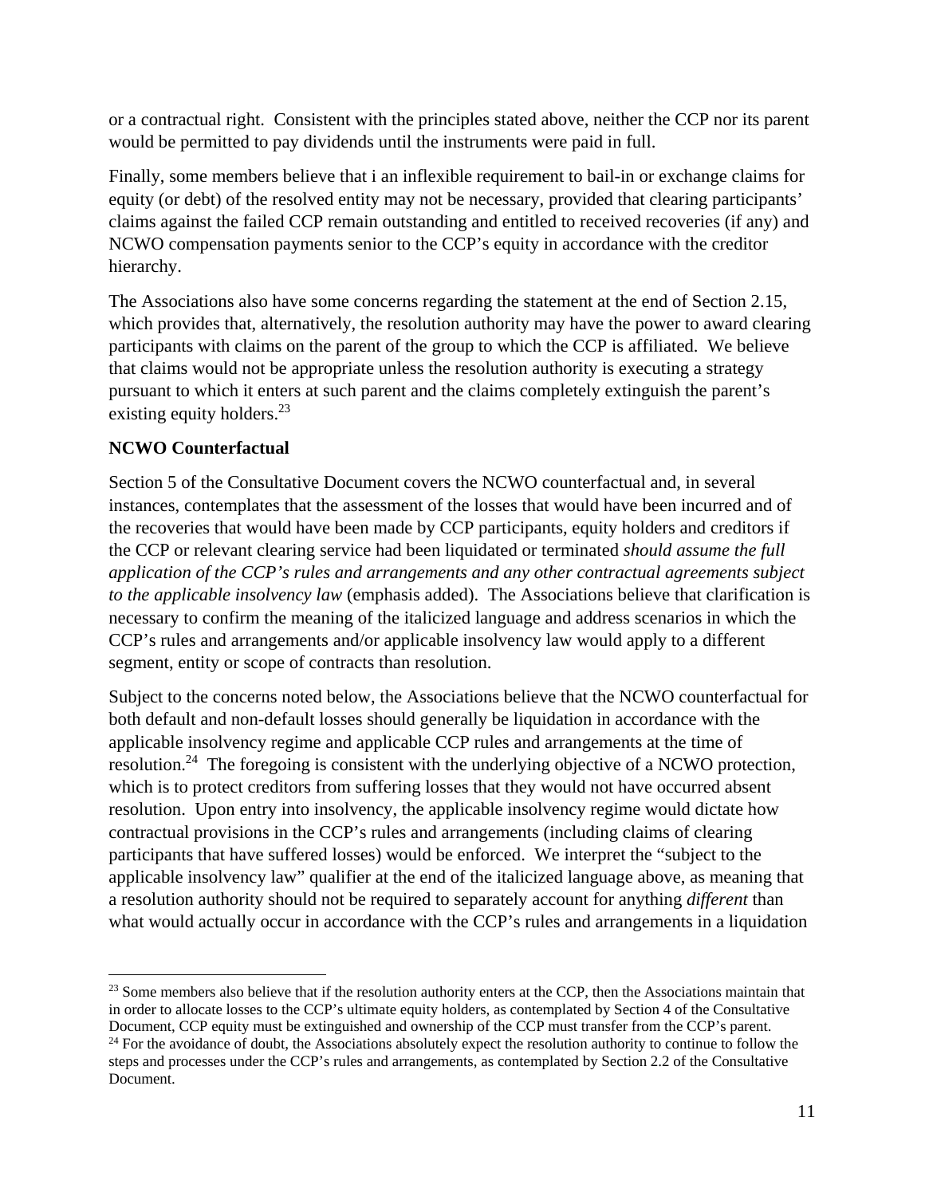or a contractual right. Consistent with the principles stated above, neither the CCP nor its parent would be permitted to pay dividends until the instruments were paid in full.

Finally, some members believe that i an inflexible requirement to bail-in or exchange claims for equity (or debt) of the resolved entity may not be necessary, provided that clearing participants' claims against the failed CCP remain outstanding and entitled to received recoveries (if any) and NCWO compensation payments senior to the CCP's equity in accordance with the creditor hierarchy.

The Associations also have some concerns regarding the statement at the end of Section 2.15, which provides that, alternatively, the resolution authority may have the power to award clearing participants with claims on the parent of the group to which the CCP is affiliated. We believe that claims would not be appropriate unless the resolution authority is executing a strategy pursuant to which it enters at such parent and the claims completely extinguish the parent's existing equity holders.[23]

**NCWO Counterfactual**

Section 5 of the Consultative Document covers the NCWO counterfactual and, in several instances, contemplates that the assessment of the losses that would have been incurred and of the recoveries that would have been made by CCP participants, equity holders and creditors if the CCP or relevant clearing service had been liquidated or terminated *should assume the full application of the CCP's rules and arrangements and any other contractual agreements subject to the applicable insolvency law* (emphasis added). The Associations believe that clarification is necessary to confirm the meaning of the italicized language and address scenarios in which the CCP's rules and arrangements and/or applicable insolvency law would apply to a different segment, entity or scope of contracts than resolution.

Subject to the concerns noted below, the Associations believe that the NCWO counterfactual for both default and non-default losses should generally be liquidation in accordance with the applicable insolvency regime and applicable CCP rules and arrangements at the time of resolution.[24] The foregoing is consistent with the underlying objective of a NCWO protection, which is to protect creditors from suffering losses that they would not have occurred absent resolution. Upon entry into insolvency, the applicable insolvency regime would dictate how contractual provisions in the CCP's rules and arrangements (including claims of clearing participants that have suffered losses) would be enforced. We interpret the "subject to the applicable insolvency law" qualifier at the end of the italicized language above, as meaning that a resolution authority should not be required to separately account for anything *different* than what would actually occur in accordance with the CCP's rules and arrangements in a liquidation

---

[23] Some members also believe that if the resolution authority enters at the CCP, then the Associations maintain that in order to allocate losses to the CCP's ultimate equity holders, as contemplated by Section 4 of the Consultative Document, CCP equity must be extinguished and ownership of the CCP must transfer from the CCP's parent.

[24] For the avoidance of doubt, the Associations absolutely expect the resolution authority to continue to follow the steps and processes under the CCP's rules and arrangements, as contemplated by Section 2.2 of the Consultative Document.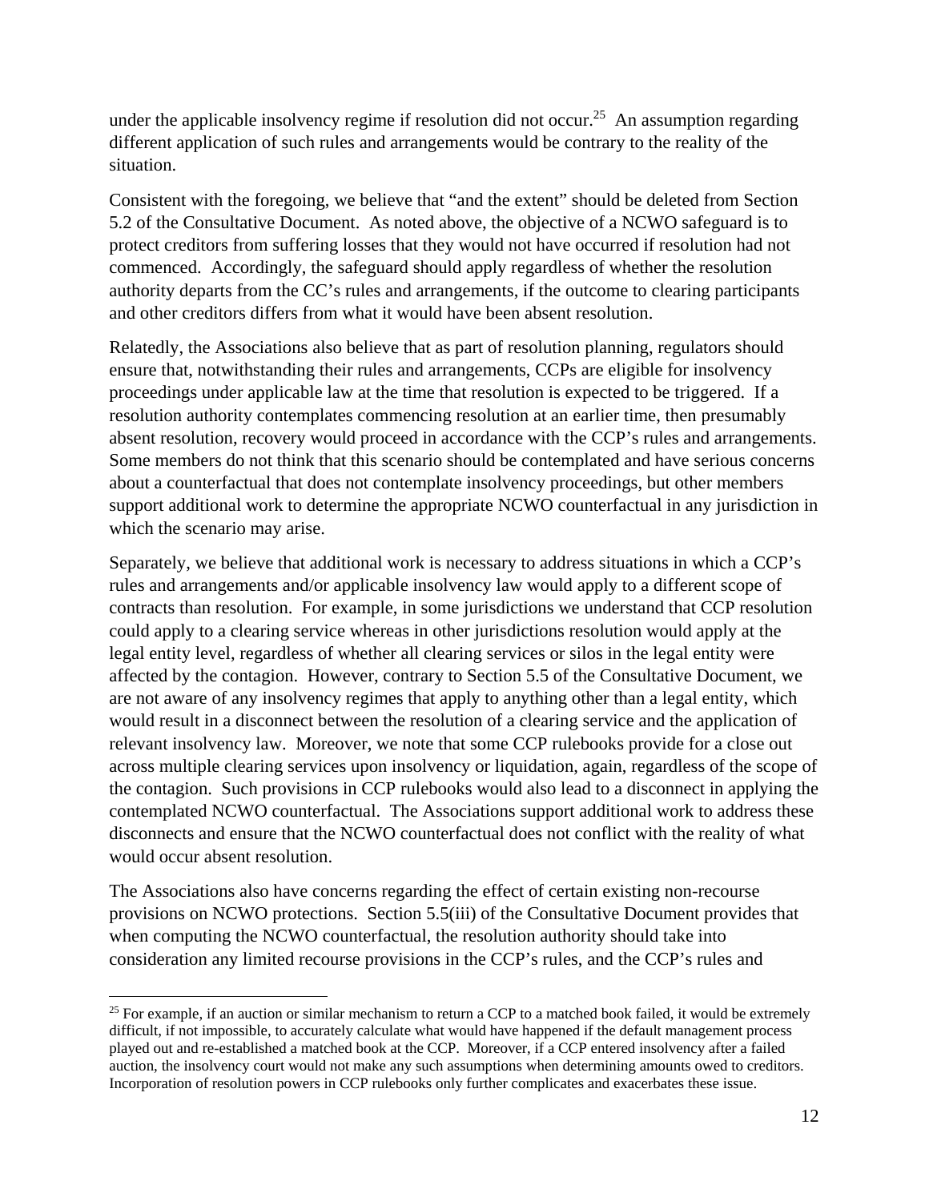under the applicable insolvency regime if resolution did not occur.[25] An assumption regarding different application of such rules and arrangements would be contrary to the reality of the situation.

Consistent with the foregoing, we believe that "and the extent" should be deleted from Section 5.2 of the Consultative Document. As noted above, the objective of a NCWO safeguard is to protect creditors from suffering losses that they would not have occurred if resolution had not commenced. Accordingly, the safeguard should apply regardless of whether the resolution authority departs from the CC's rules and arrangements, if the outcome to clearing participants and other creditors differs from what it would have been absent resolution.

Relatedly, the Associations also believe that as part of resolution planning, regulators should ensure that, notwithstanding their rules and arrangements, CCPs are eligible for insolvency proceedings under applicable law at the time that resolution is expected to be triggered. If a resolution authority contemplates commencing resolution at an earlier time, then presumably absent resolution, recovery would proceed in accordance with the CCP's rules and arrangements. Some members do not think that this scenario should be contemplated and have serious concerns about a counterfactual that does not contemplate insolvency proceedings, but other members support additional work to determine the appropriate NCWO counterfactual in any jurisdiction in which the scenario may arise.

Separately, we believe that additional work is necessary to address situations in which a CCP's rules and arrangements and/or applicable insolvency law would apply to a different scope of contracts than resolution. For example, in some jurisdictions we understand that CCP resolution could apply to a clearing service whereas in other jurisdictions resolution would apply at the legal entity level, regardless of whether all clearing services or silos in the legal entity were affected by the contagion. However, contrary to Section 5.5 of the Consultative Document, we are not aware of any insolvency regimes that apply to anything other than a legal entity, which would result in a disconnect between the resolution of a clearing service and the application of relevant insolvency law. Moreover, we note that some CCP rulebooks provide for a close out across multiple clearing services upon insolvency or liquidation, again, regardless of the scope of the contagion. Such provisions in CCP rulebooks would also lead to a disconnect in applying the contemplated NCWO counterfactual. The Associations support additional work to address these disconnects and ensure that the NCWO counterfactual does not conflict with the reality of what would occur absent resolution.

The Associations also have concerns regarding the effect of certain existing non-recourse provisions on NCWO protections. Section 5.5(iii) of the Consultative Document provides that when computing the NCWO counterfactual, the resolution authority should take into consideration any limited recourse provisions in the CCP's rules, and the CCP's rules and

[25] For example, if an auction or similar mechanism to return a CCP to a matched book failed, it would be extremely difficult, if not impossible, to accurately calculate what would have happened if the default management process played out and re-established a matched book at the CCP. Moreover, if a CCP entered insolvency after a failed auction, the insolvency court would not make any such assumptions when determining amounts owed to creditors. Incorporation of resolution powers in CCP rulebooks only further complicates and exacerbates these issue.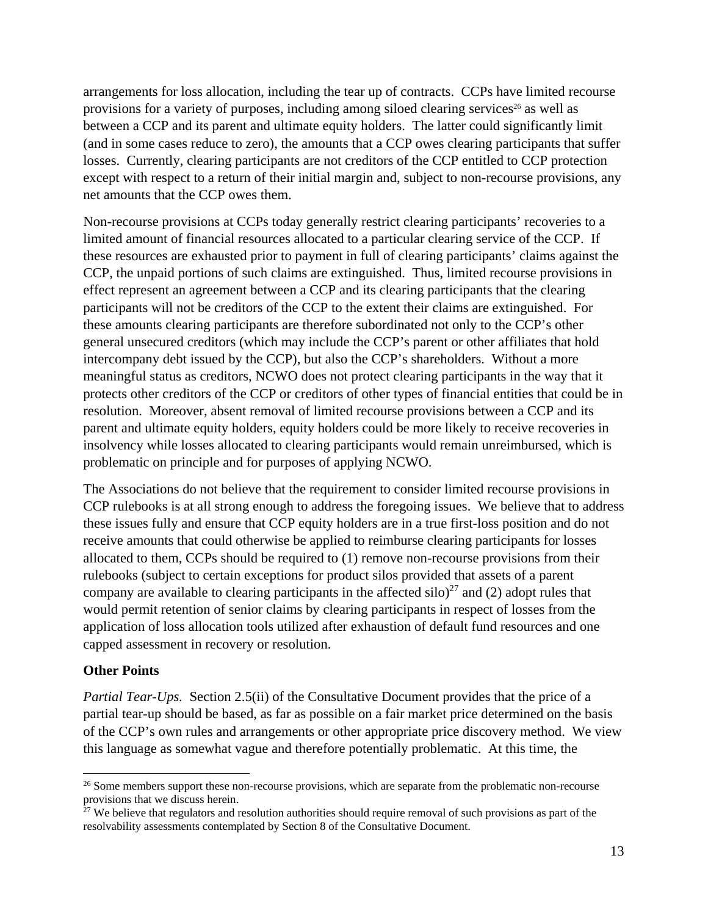arrangements for loss allocation, including the tear up of contracts. CCPs have limited recourse provisions for a variety of purposes, including among siloed clearing services[26] as well as between a CCP and its parent and ultimate equity holders. The latter could significantly limit (and in some cases reduce to zero), the amounts that a CCP owes clearing participants that suffer losses. Currently, clearing participants are not creditors of the CCP entitled to CCP protection except with respect to a return of their initial margin and, subject to non-recourse provisions, any net amounts that the CCP owes them.

Non-recourse provisions at CCPs today generally restrict clearing participants' recoveries to a limited amount of financial resources allocated to a particular clearing service of the CCP. If these resources are exhausted prior to payment in full of clearing participants' claims against the CCP, the unpaid portions of such claims are extinguished. Thus, limited recourse provisions in effect represent an agreement between a CCP and its clearing participants that the clearing participants will not be creditors of the CCP to the extent their claims are extinguished. For these amounts clearing participants are therefore subordinated not only to the CCP's other general unsecured creditors (which may include the CCP's parent or other affiliates that hold intercompany debt issued by the CCP), but also the CCP's shareholders. Without a more meaningful status as creditors, NCWO does not protect clearing participants in the way that it protects other creditors of the CCP or creditors of other types of financial entities that could be in resolution. Moreover, absent removal of limited recourse provisions between a CCP and its parent and ultimate equity holders, equity holders could be more likely to receive recoveries in insolvency while losses allocated to clearing participants would remain unreimbursed, which is problematic on principle and for purposes of applying NCWO.

The Associations do not believe that the requirement to consider limited recourse provisions in CCP rulebooks is at all strong enough to address the foregoing issues. We believe that to address these issues fully and ensure that CCP equity holders are in a true first-loss position and do not receive amounts that could otherwise be applied to reimburse clearing participants for losses allocated to them, CCPs should be required to (1) remove non-recourse provisions from their rulebooks (subject to certain exceptions for product silos provided that assets of a parent company are available to clearing participants in the affected silo)[27] and (2) adopt rules that would permit retention of senior claims by clearing participants in respect of losses from the application of loss allocation tools utilized after exhaustion of default fund resources and one capped assessment in recovery or resolution.

**Other Points**

*Partial Tear-Ups.* Section 2.5(ii) of the Consultative Document provides that the price of a partial tear-up should be based, as far as possible on a fair market price determined on the basis of the CCP's own rules and arrangements or other appropriate price discovery method. We view this language as somewhat vague and therefore potentially problematic. At this time, the

---

[26] Some members support these non-recourse provisions, which are separate from the problematic non-recourse provisions that we discuss herein.

[27] We believe that regulators and resolution authorities should require removal of such provisions as part of the resolvability assessments contemplated by Section 8 of the Consultative Document.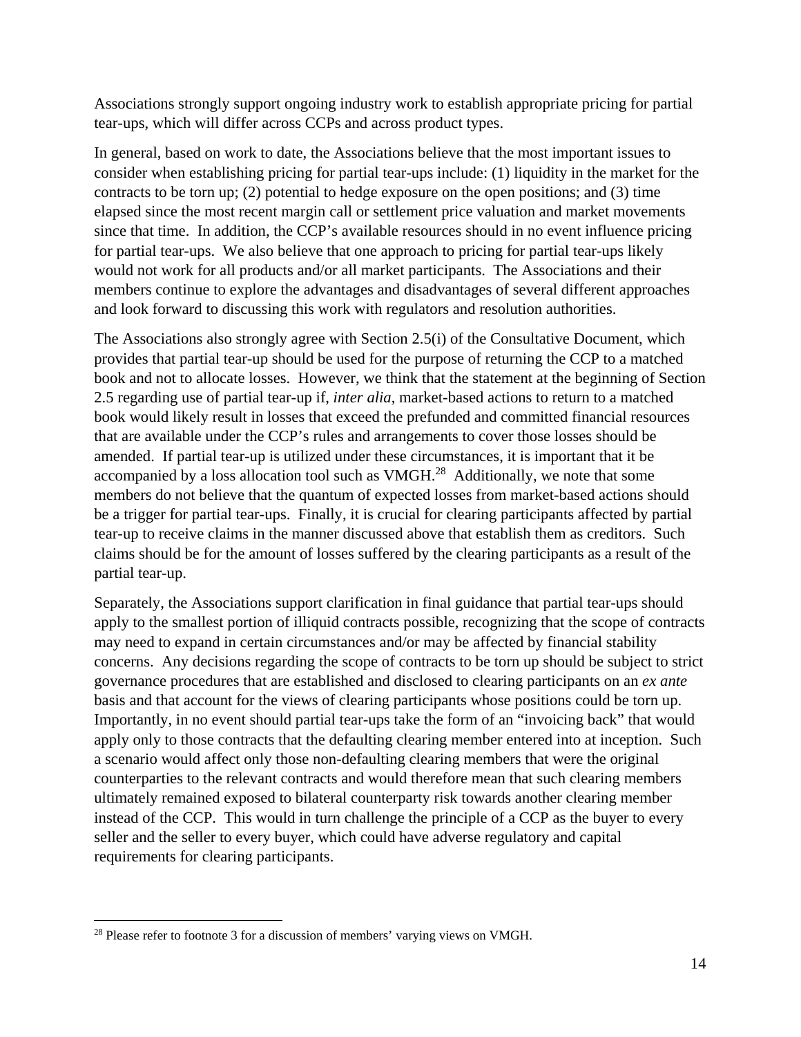Associations strongly support ongoing industry work to establish appropriate pricing for partial tear-ups, which will differ across CCPs and across product types.

In general, based on work to date, the Associations believe that the most important issues to consider when establishing pricing for partial tear-ups include: (1) liquidity in the market for the contracts to be torn up; (2) potential to hedge exposure on the open positions; and (3) time elapsed since the most recent margin call or settlement price valuation and market movements since that time. In addition, the CCP's available resources should in no event influence pricing for partial tear-ups. We also believe that one approach to pricing for partial tear-ups likely would not work for all products and/or all market participants. The Associations and their members continue to explore the advantages and disadvantages of several different approaches and look forward to discussing this work with regulators and resolution authorities.

The Associations also strongly agree with Section 2.5(i) of the Consultative Document, which provides that partial tear-up should be used for the purpose of returning the CCP to a matched book and not to allocate losses. However, we think that the statement at the beginning of Section 2.5 regarding use of partial tear-up if, *inter alia*, market-based actions to return to a matched book would likely result in losses that exceed the prefunded and committed financial resources that are available under the CCP's rules and arrangements to cover those losses should be amended. If partial tear-up is utilized under these circumstances, it is important that it be accompanied by a loss allocation tool such as VMGH.[28] Additionally, we note that some members do not believe that the quantum of expected losses from market-based actions should be a trigger for partial tear-ups. Finally, it is crucial for clearing participants affected by partial tear-up to receive claims in the manner discussed above that establish them as creditors. Such claims should be for the amount of losses suffered by the clearing participants as a result of the partial tear-up.

Separately, the Associations support clarification in final guidance that partial tear-ups should apply to the smallest portion of illiquid contracts possible, recognizing that the scope of contracts may need to expand in certain circumstances and/or may be affected by financial stability concerns. Any decisions regarding the scope of contracts to be torn up should be subject to strict governance procedures that are established and disclosed to clearing participants on an *ex ante* basis and that account for the views of clearing participants whose positions could be torn up. Importantly, in no event should partial tear-ups take the form of an "invoicing back" that would apply only to those contracts that the defaulting clearing member entered into at inception. Such a scenario would affect only those non-defaulting clearing members that were the original counterparties to the relevant contracts and would therefore mean that such clearing members ultimately remained exposed to bilateral counterparty risk towards another clearing member instead of the CCP. This would in turn challenge the principle of a CCP as the buyer to every seller and the seller to every buyer, which could have adverse regulatory and capital requirements for clearing participants.

---

[28] Please refer to footnote 3 for a discussion of members' varying views on VMGH.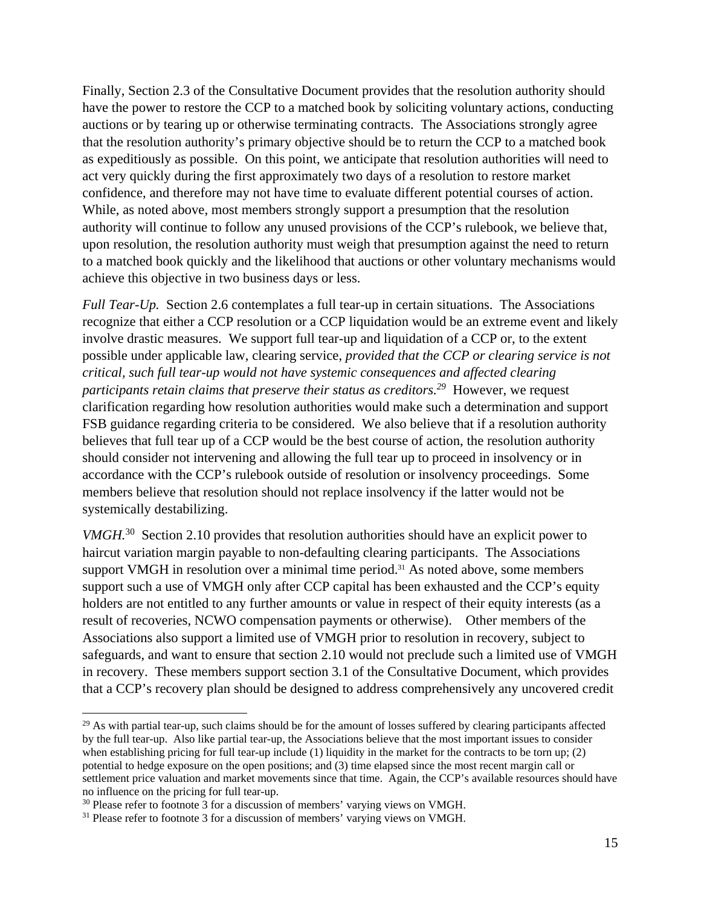Finally, Section 2.3 of the Consultative Document provides that the resolution authority should have the power to restore the CCP to a matched book by soliciting voluntary actions, conducting auctions or by tearing up or otherwise terminating contracts. The Associations strongly agree that the resolution authority's primary objective should be to return the CCP to a matched book as expeditiously as possible. On this point, we anticipate that resolution authorities will need to act very quickly during the first approximately two days of a resolution to restore market confidence, and therefore may not have time to evaluate different potential courses of action. While, as noted above, most members strongly support a presumption that the resolution authority will continue to follow any unused provisions of the CCP's rulebook, we believe that, upon resolution, the resolution authority must weigh that presumption against the need to return to a matched book quickly and the likelihood that auctions or other voluntary mechanisms would achieve this objective in two business days or less.

*Full Tear-Up.* Section 2.6 contemplates a full tear-up in certain situations. The Associations recognize that either a CCP resolution or a CCP liquidation would be an extreme event and likely involve drastic measures. We support full tear-up and liquidation of a CCP or, to the extent possible under applicable law, clearing service, *provided that the CCP or clearing service is not critical, such full tear-up would not have systemic consequences and affected clearing participants retain claims that preserve their status as creditors.*[29] However, we request clarification regarding how resolution authorities would make such a determination and support FSB guidance regarding criteria to be considered. We also believe that if a resolution authority believes that full tear up of a CCP would be the best course of action, the resolution authority should consider not intervening and allowing the full tear up to proceed in insolvency or in accordance with the CCP's rulebook outside of resolution or insolvency proceedings. Some members believe that resolution should not replace insolvency if the latter would not be systemically destabilizing.

*VMGH.*[30] Section 2.10 provides that resolution authorities should have an explicit power to haircut variation margin payable to non-defaulting clearing participants. The Associations support VMGH in resolution over a minimal time period.[31] As noted above, some members support such a use of VMGH only after CCP capital has been exhausted and the CCP's equity holders are not entitled to any further amounts or value in respect of their equity interests (as a result of recoveries, NCWO compensation payments or otherwise). Other members of the Associations also support a limited use of VMGH prior to resolution in recovery, subject to safeguards, and want to ensure that section 2.10 would not preclude such a limited use of VMGH in recovery. These members support section 3.1 of the Consultative Document, which provides that a CCP's recovery plan should be designed to address comprehensively any uncovered credit

---

[29] As with partial tear-up, such claims should be for the amount of losses suffered by clearing participants affected by the full tear-up. Also like partial tear-up, the Associations believe that the most important issues to consider when establishing pricing for full tear-up include (1) liquidity in the market for the contracts to be torn up; (2) potential to hedge exposure on the open positions; and (3) time elapsed since the most recent margin call or settlement price valuation and market movements since that time. Again, the CCP's available resources should have no influence on the pricing for full tear-up.

[30] Please refer to footnote 3 for a discussion of members' varying views on VMGH.

[31] Please refer to footnote 3 for a discussion of members' varying views on VMGH.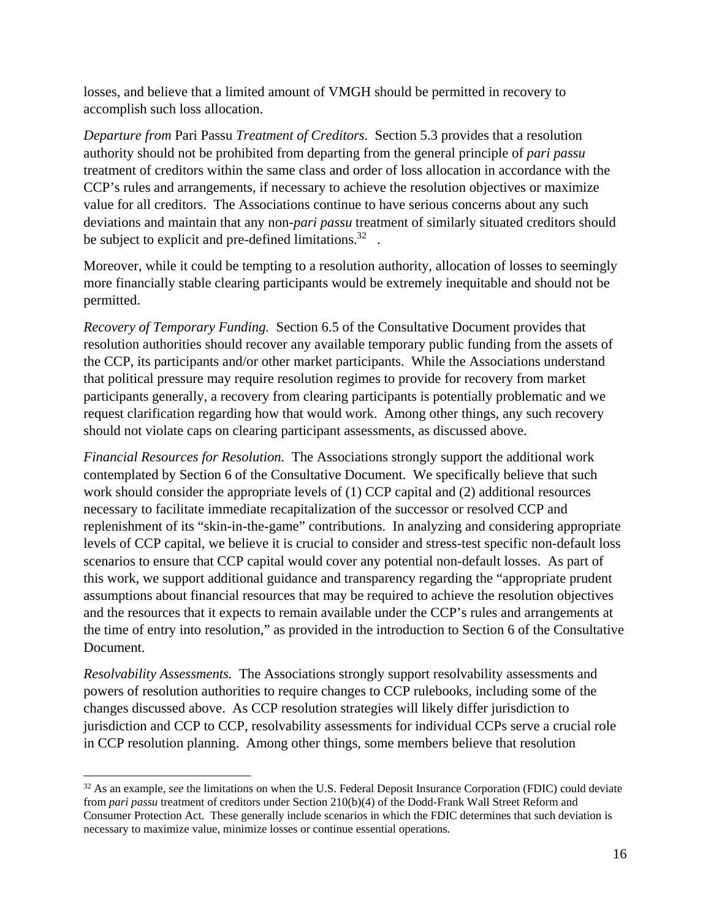losses, and believe that a limited amount of VMGH should be permitted in recovery to accomplish such loss allocation.

*Departure from* Pari Passu *Treatment of Creditors.* Section 5.3 provides that a resolution authority should not be prohibited from departing from the general principle of *pari passu* treatment of creditors within the same class and order of loss allocation in accordance with the CCP's rules and arrangements, if necessary to achieve the resolution objectives or maximize value for all creditors. The Associations continue to have serious concerns about any such deviations and maintain that any non-*pari passu* treatment of similarly situated creditors should be subject to explicit and pre-defined limitations.[32] .

Moreover, while it could be tempting to a resolution authority, allocation of losses to seemingly more financially stable clearing participants would be extremely inequitable and should not be permitted.

*Recovery of Temporary Funding.* Section 6.5 of the Consultative Document provides that resolution authorities should recover any available temporary public funding from the assets of the CCP, its participants and/or other market participants. While the Associations understand that political pressure may require resolution regimes to provide for recovery from market participants generally, a recovery from clearing participants is potentially problematic and we request clarification regarding how that would work. Among other things, any such recovery should not violate caps on clearing participant assessments, as discussed above.

*Financial Resources for Resolution.* The Associations strongly support the additional work contemplated by Section 6 of the Consultative Document. We specifically believe that such work should consider the appropriate levels of (1) CCP capital and (2) additional resources necessary to facilitate immediate recapitalization of the successor or resolved CCP and replenishment of its "skin-in-the-game" contributions. In analyzing and considering appropriate levels of CCP capital, we believe it is crucial to consider and stress-test specific non-default loss scenarios to ensure that CCP capital would cover any potential non-default losses. As part of this work, we support additional guidance and transparency regarding the "appropriate prudent assumptions about financial resources that may be required to achieve the resolution objectives and the resources that it expects to remain available under the CCP's rules and arrangements at the time of entry into resolution," as provided in the introduction to Section 6 of the Consultative Document.

*Resolvability Assessments.* The Associations strongly support resolvability assessments and powers of resolution authorities to require changes to CCP rulebooks, including some of the changes discussed above. As CCP resolution strategies will likely differ jurisdiction to jurisdiction and CCP to CCP, resolvability assessments for individual CCPs serve a crucial role in CCP resolution planning. Among other things, some members believe that resolution

---

[32] As an example, *see* the limitations on when the U.S. Federal Deposit Insurance Corporation (FDIC) could deviate from *pari passu* treatment of creditors under Section 210(b)(4) of the Dodd-Frank Wall Street Reform and Consumer Protection Act. These generally include scenarios in which the FDIC determines that such deviation is necessary to maximize value, minimize losses or continue essential operations.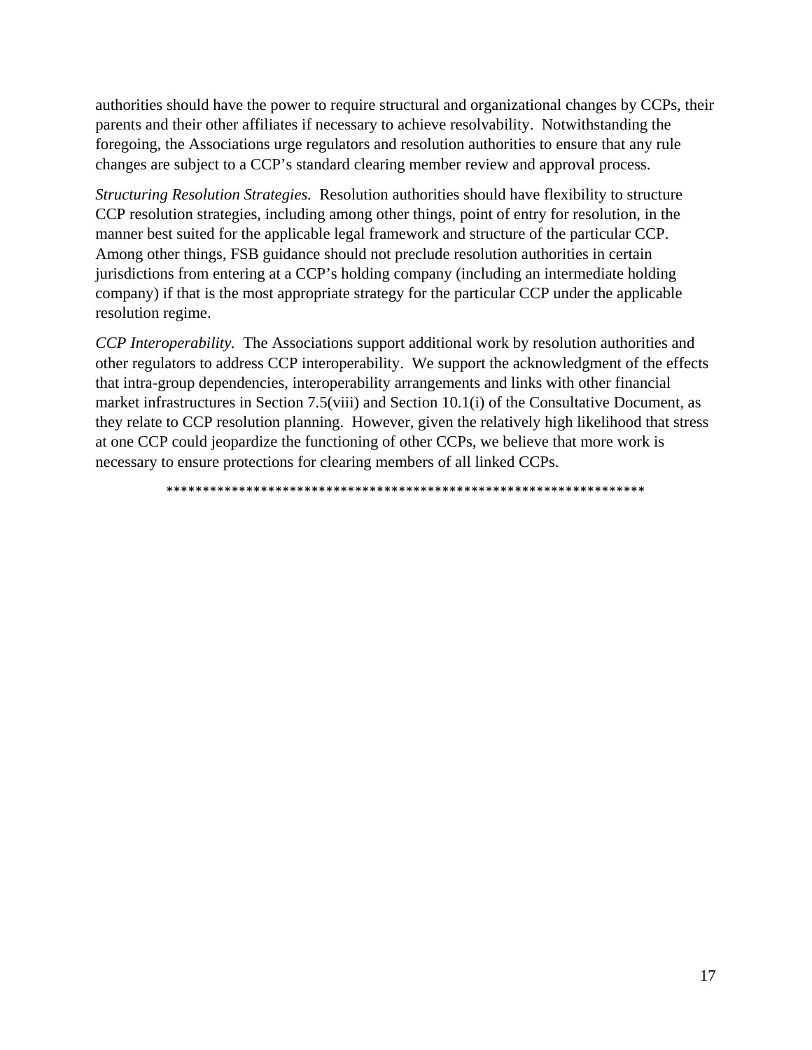authorities should have the power to require structural and organizational changes by CCPs, their parents and their other affiliates if necessary to achieve resolvability. Notwithstanding the foregoing, the Associations urge regulators and resolution authorities to ensure that any rule changes are subject to a CCP's standard clearing member review and approval process.

*Structuring Resolution Strategies.* Resolution authorities should have flexibility to structure CCP resolution strategies, including among other things, point of entry for resolution, in the manner best suited for the applicable legal framework and structure of the particular CCP. Among other things, FSB guidance should not preclude resolution authorities in certain jurisdictions from entering at a CCP's holding company (including an intermediate holding company) if that is the most appropriate strategy for the particular CCP under the applicable resolution regime.

*CCP Interoperability.* The Associations support additional work by resolution authorities and other regulators to address CCP interoperability. We support the acknowledgment of the effects that intra-group dependencies, interoperability arrangements and links with other financial market infrastructures in Section 7.5(viii) and Section 10.1(i) of the Consultative Document, as they relate to CCP resolution planning. However, given the relatively high likelihood that stress at one CCP could jeopardize the functioning of other CCPs, we believe that more work is necessary to ensure protections for clearing members of all linked CCPs.

*******************************************************************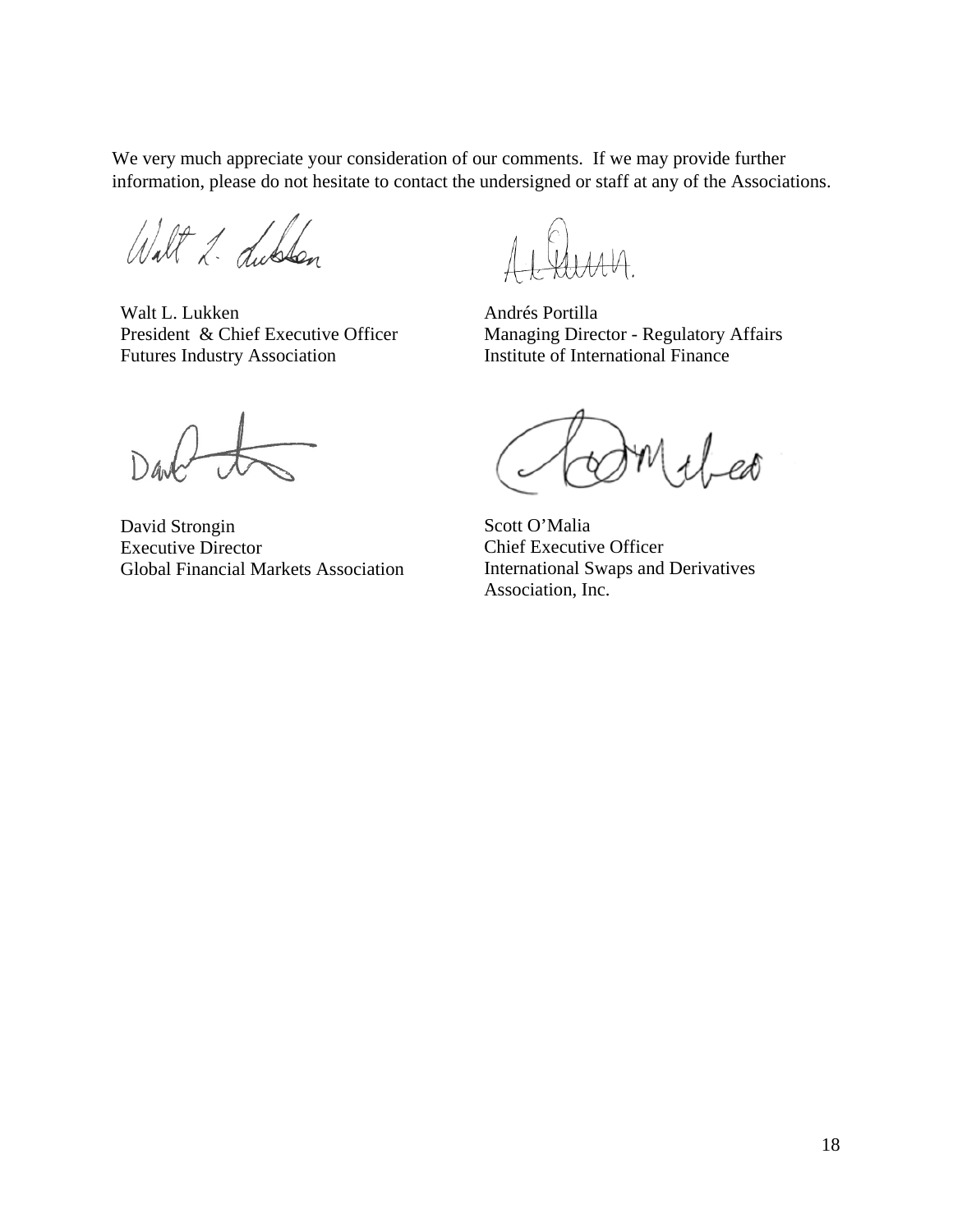We very much appreciate your consideration of our comments. If we may provide further information, please do not hesitate to contact the undersigned or staff at any of the Associations.

Walt L. Lukken
President & Chief Executive Officer
Futures Industry Association

Andrés Portilla
Managing Director - Regulatory Affairs
Institute of International Finance

David Strongin
Executive Director
Global Financial Markets Association

Scott O'Malia
Chief Executive Officer
International Swaps and Derivatives Association, Inc.